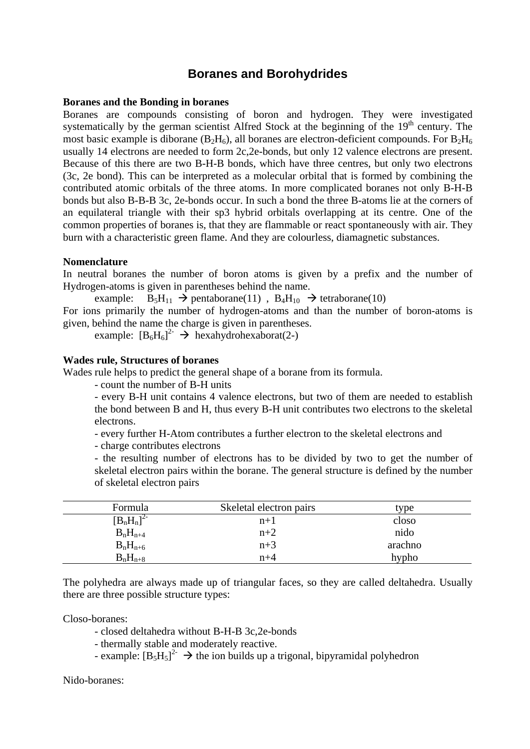# Boranes and Borohydrides

**Boranes and the Bonding in boranes**

Boranes are compounds consisting of boron and hydrogen. They were investigated systematically by the german scientist Alfred Stock at the beginning of the 19th century. The most basic example is diborane ($B_2H_6$), all boranes are electron-deficient compounds. For $B_2H_6$ usually 14 electrons are needed to form 2c,2e-bonds, but only 12 valence electrons are present. Because of this there are two B-H-B bonds, which have three centres, but only two electrons (3c, 2e bond). This can be interpreted as a molecular orbital that is formed by combining the contributed atomic orbitals of the three atoms. In more complicated boranes not only B-H-B bonds but also B-B-B 3c, 2e-bonds occur. In such a bond the three B-atoms lie at the corners of an equilateral triangle with their sp3 hybrid orbitals overlapping at its centre. One of the common properties of boranes is, that they are flammable or react spontaneously with air. They burn with a characteristic green flame. And they are colourless, diamagnetic substances.

**Nomenclature**

In neutral boranes the number of boron atoms is given by a prefix and the number of Hydrogen-atoms is given in parentheses behind the name.

example: $B_5H_{11}$ → pentaborane(11) , $B_4H_{10}$ → tetraborane(10)

For ions primarily the number of hydrogen-atoms and than the number of boron-atoms is given, behind the name the charge is given in parentheses.

example: $[B_6H_6]^{2-}$ → hexahydrohexaborat(2-)

**Wades rule, Structures of boranes**

Wades rule helps to predict the general shape of a borane from its formula.

- count the number of B-H units
- every B-H unit contains 4 valence electrons, but two of them are needed to establish the bond between B and H, thus every B-H unit contributes two electrons to the skeletal electrons.
- every further H-Atom contributes a further electron to the skeletal electrons and
- charge contributes electrons
- the resulting number of electrons has to be divided by two to get the number of skeletal electron pairs within the borane. The general structure is defined by the number of skeletal electron pairs

| Formula | Skeletal electron pairs | type |
|---|---|---|
| $[B_nH_n]^{2-}$ | n+1 | closo |
| $B_nH_{n+4}$ | n+2 | nido |
| $B_nH_{n+6}$ | n+3 | arachno |
| $B_nH_{n+8}$ | n+4 | hypho |

The polyhedra are always made up of triangular faces, so they are called deltahedra. Usually there are three possible structure types:

Closo-boranes:

- closed deltahedra without B-H-B 3c,2e-bonds
- thermally stable and moderately reactive.
- example: $[B_5H_5]^{2-}$ → the ion builds up a trigonal, bipyramidal polyhedron

Nido-boranes: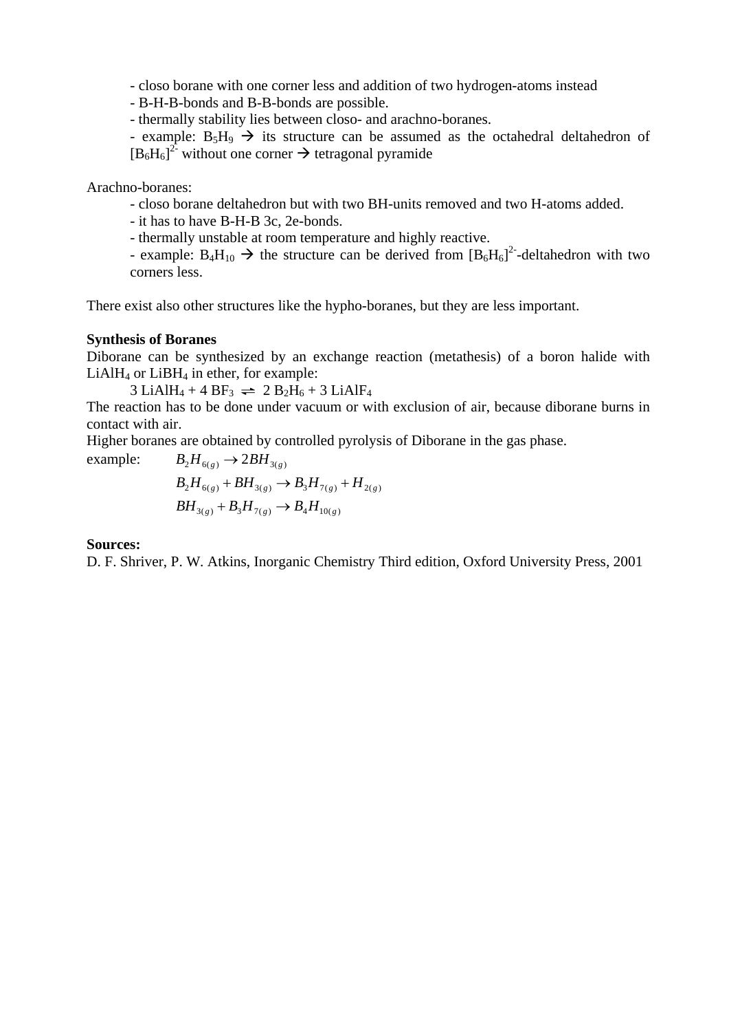- closo borane with one corner less and addition of two hydrogen-atoms instead
- B-H-B-bonds and B-B-bonds are possible.
- thermally stability lies between closo- and arachno-boranes.
- example: $B_5H_9$ → its structure can be assumed as the octahedral deltahedron of $[B_6H_6]^{2-}$ without one corner → tetragonal pyramide

Arachno-boranes:

- closo borane deltahedron but with two BH-units removed and two H-atoms added.
- it has to have B-H-B 3c, 2e-bonds.
- thermally unstable at room temperature and highly reactive.
- example: $B_4H_{10}$ → the structure can be derived from $[B_6H_6]^{2-}$-deltahedron with two corners less.

There exist also other structures like the hypho-boranes, but they are less important.

**Synthesis of Boranes**

Diborane can be synthesized by an exchange reaction (metathesis) of a boron halide with $LiAlH_4$ or $LiBH_4$ in ether, for example:

$$3\ LiAlH_4 + 4\ BF_3 \rightleftharpoons 2\ B_2H_6 + 3\ LiAlF_4$$

The reaction has to be done under vacuum or with exclusion of air, because diborane burns in contact with air.

Higher boranes are obtained by controlled pyrolysis of Diborane in the gas phase.

example:

$$B_2H_{6(g)} \rightarrow 2BH_{3(g)}$$

$$B_2H_{6(g)} + BH_{3(g)} \rightarrow B_3H_{7(g)} + H_{2(g)}$$

$$BH_{3(g)} + B_3H_{7(g)} \rightarrow B_4H_{10(g)}$$

**Sources:**

D. F. Shriver, P. W. Atkins, Inorganic Chemistry Third edition, Oxford University Press, 2001